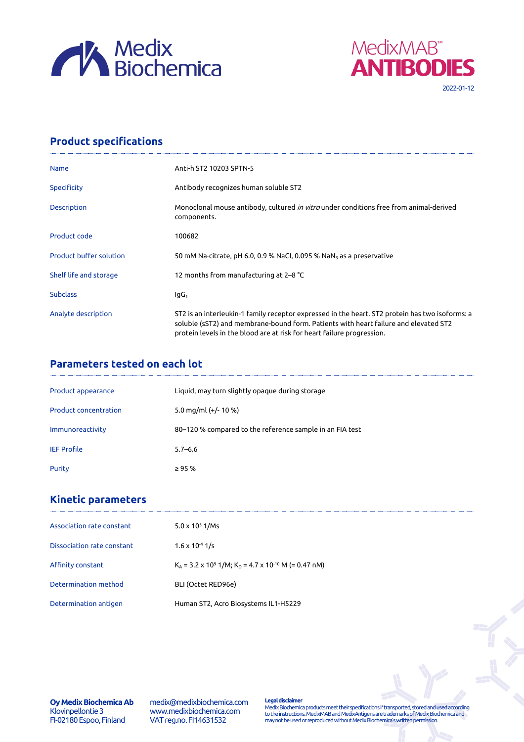Medix Biochemica

MedixMAB™ ANTIBODIES

2022-01-12

## Product specifications

| | |
|---|---|
| Name | Anti-h ST2 10203 SPTN-5 |
| Specificity | Antibody recognizes human soluble ST2 |
| Description | Monoclonal mouse antibody, cultured *in vitro* under conditions free from animal-derived components. |
| Product code | 100682 |
| Product buffer solution | 50 mM Na-citrate, pH 6.0, 0.9 % NaCl, 0.095 % $NaN_3$ as a preservative |
| Shelf life and storage | 12 months from manufacturing at 2–8 °C |
| Subclass | $IgG_1$ |
| Analyte description | ST2 is an interleukin-1 family receptor expressed in the heart. ST2 protein has two isoforms: a soluble (sST2) and membrane-bound form. Patients with heart failure and elevated ST2 protein levels in the blood are at risk for heart failure progression. |

## Parameters tested on each lot

| | |
|---|---|
| Product appearance | Liquid, may turn slightly opaque during storage |
| Product concentration | 5.0 mg/ml (+/- 10 %) |
| Immunoreactivity | 80–120 % compared to the reference sample in an FIA test |
| IEF Profile | 5.7–6.6 |
| Purity | ≥ 95 % |

## Kinetic parameters

| | |
|---|---|
| Association rate constant | $5.0 \times 10^5$ 1/Ms |
| Dissociation rate constant | $1.6 \times 10^{-4}$ 1/s |
| Affinity constant | $K_A = 3.2 \times 10^9$ 1/M; $K_D = 4.7 \times 10^{-10}$ M (= 0.47 nM) |
| Determination method | BLI (Octet RED96e) |
| Determination antigen | Human ST2, Acro Biosystems IL1-H5229 |

**Oy Medix Biochemica Ab**
Klovinpellontie 3
FI-02180 Espoo, Finland

medix@medixbiochemica.com
www.medixbiochemica.com
VAT reg.no. FI14631532

**Legal disclaimer**
Medix Biochemica products meet their specifications if transported, stored and used according to the instructions. MedixMAB and MedixAntigens are trademarks of Medix Biochemica and may not be used or reproduced without Medix Biochemica's written permission.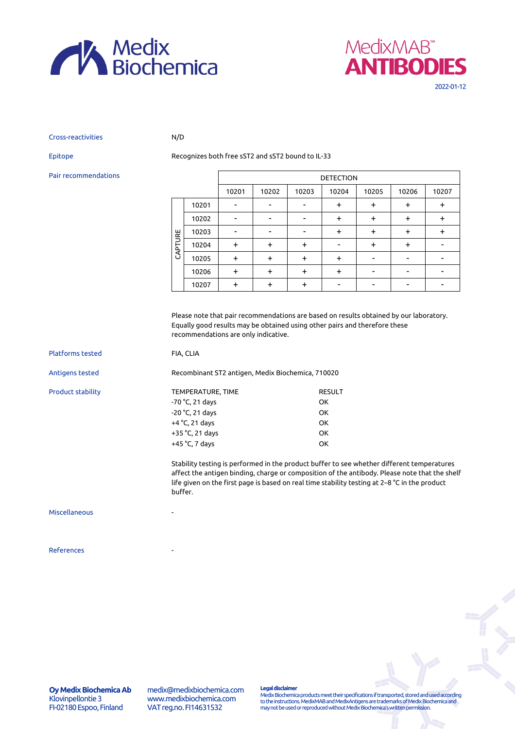2022-01-12

**Cross-reactivities**

N/D

**Epitope**

Recognizes both free sST2 and sST2 bound to IL-33

**Pair recommendations**

| | | DETECTION | | | | | | |
|---|---|---|---|---|---|---|---|---|
| | | 10201 | 10202 | 10203 | 10204 | 10205 | 10206 | 10207 |
| CAPTURE | 10201 | - | - | - | + | + | + | + |
| | 10202 | - | - | - | + | + | + | + |
| | 10203 | - | - | - | + | + | + | + |
| | 10204 | + | + | + | - | + | + | - |
| | 10205 | + | + | + | + | - | - | - |
| | 10206 | + | + | + | + | - | - | - |
| | 10207 | + | + | + | - | - | - | - |

Please note that pair recommendations are based on results obtained by our laboratory. Equally good results may be obtained using other pairs and therefore these recommendations are only indicative.

**Platforms tested**

FIA, CLIA

**Antigens tested**

Recombinant ST2 antigen, Medix Biochemica, 710020

**Product stability**

| TEMPERATURE, TIME | RESULT |
|---|---|
| -70 °C, 21 days | OK |
| -20 °C, 21 days | OK |
| +4 °C, 21 days | OK |
| +35 °C, 21 days | OK |
| +45 °C, 7 days | OK |

Stability testing is performed in the product buffer to see whether different temperatures affect the antigen binding, charge or composition of the antibody. Please note that the shelf life given on the first page is based on real time stability testing at 2–8 °C in the product buffer.

**Miscellaneous**

-

**References**

-

**Oy Medix Biochemica Ab**
Klovinpellontie 3
FI-02180 Espoo, Finland

medix@medixbiochemica.com
www.medixbiochemica.com
VAT reg.no. FI14631532

**Legal disclaimer**
Medix Biochemica products meet their specifications if transported, stored and used according to the instructions. MedixMAB and MedixAntigens are trademarks of Medix Biochemica and may not be used or reproduced without Medix Biochemica's written permission.